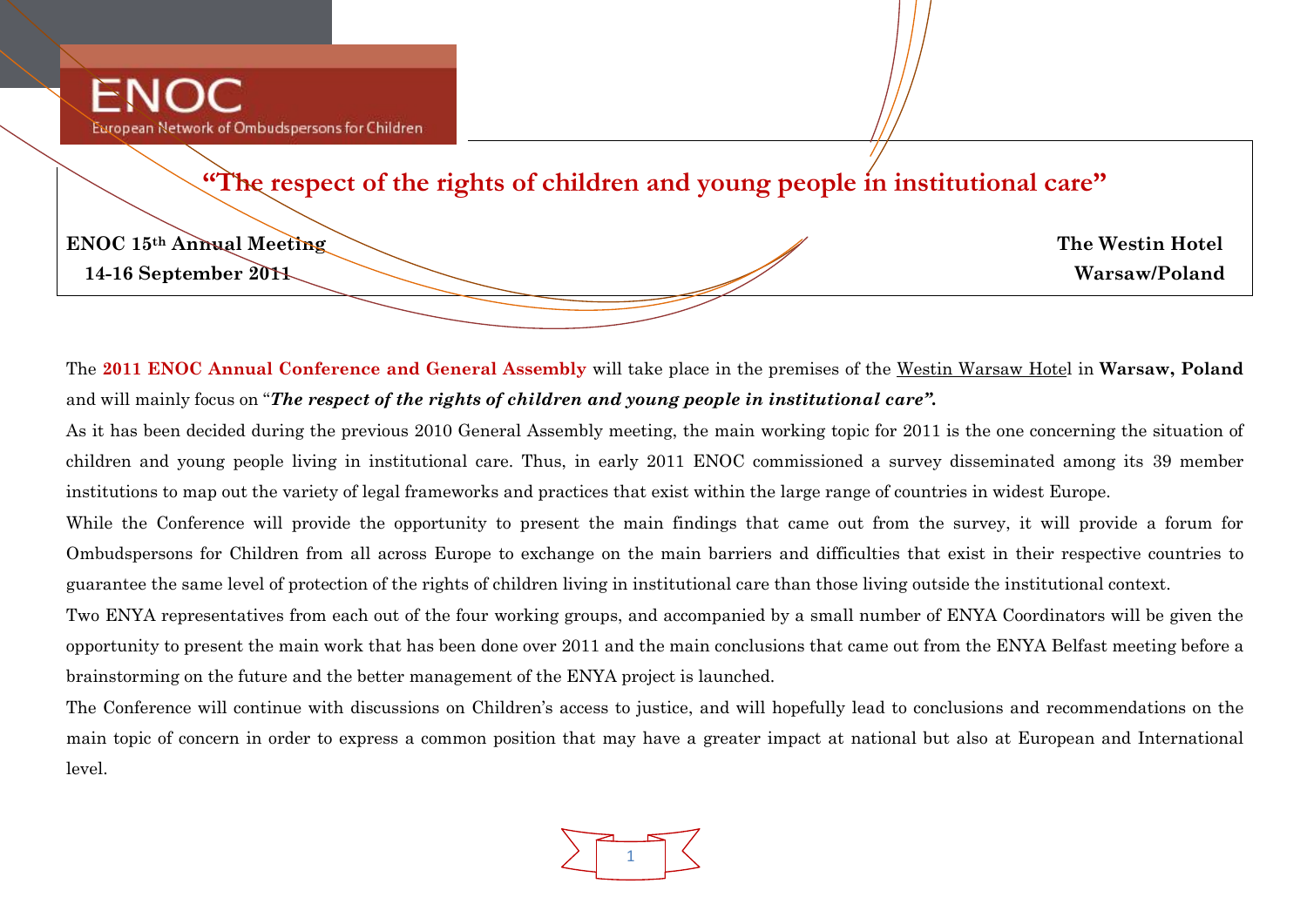ENOC

European Network of Ombudspersons for Children

# "The respect of the rights of children and young people in institutional care"

**ENOC 15th Annual Meeting**
**14-16 September 2011**

**The Westin Hotel**
**Warsaw/Poland**

The **2011 ENOC Annual Conference and General Assembly** will take place in the premises of the Westin Warsaw Hotel in **Warsaw, Poland** and will mainly focus on "***The respect of the rights of children and young people in institutional care".***

As it has been decided during the previous 2010 General Assembly meeting, the main working topic for 2011 is the one concerning the situation of children and young people living in institutional care. Thus, in early 2011 ENOC commissioned a survey disseminated among its 39 member institutions to map out the variety of legal frameworks and practices that exist within the large range of countries in widest Europe.

While the Conference will provide the opportunity to present the main findings that came out from the survey, it will provide a forum for Ombudspersons for Children from all across Europe to exchange on the main barriers and difficulties that exist in their respective countries to guarantee the same level of protection of the rights of children living in institutional care than those living outside the institutional context.

Two ENYA representatives from each out of the four working groups, and accompanied by a small number of ENYA Coordinators will be given the opportunity to present the main work that has been done over 2011 and the main conclusions that came out from the ENYA Belfast meeting before a brainstorming on the future and the better management of the ENYA project is launched.

The Conference will continue with discussions on Children's access to justice, and will hopefully lead to conclusions and recommendations on the main topic of concern in order to express a common position that may have a greater impact at national but also at European and International level.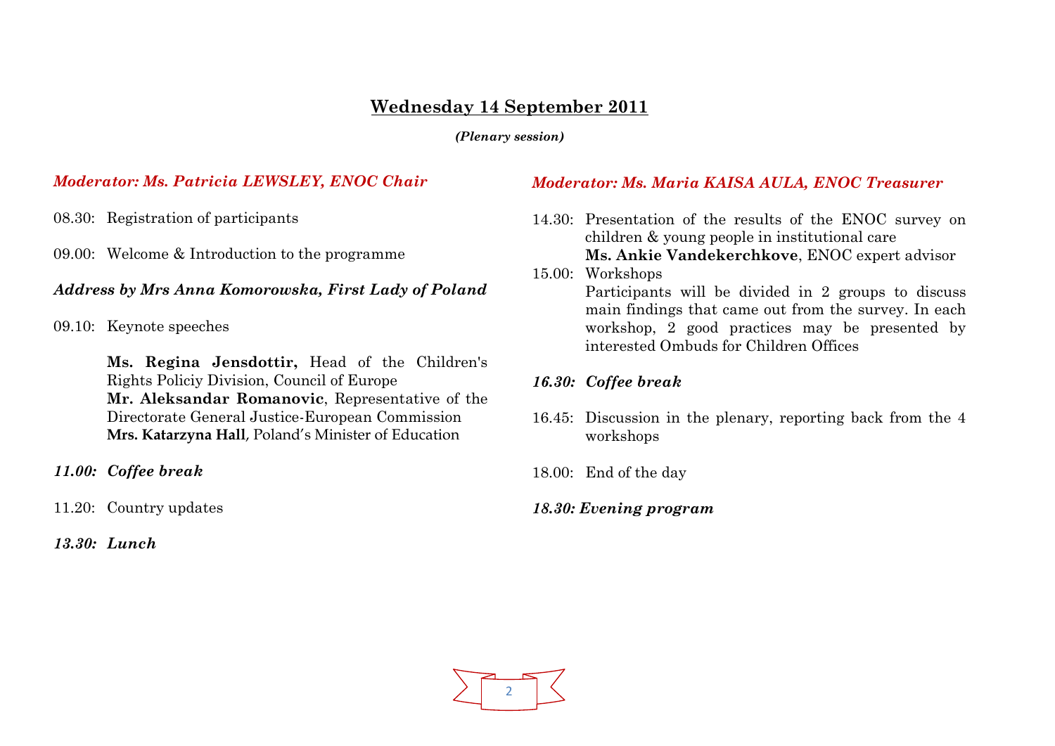## Wednesday 14 September 2011

***(Plenary session)***

***Moderator: Ms. Patricia LEWSLEY, ENOC Chair***

08.30: Registration of participants

09.00: Welcome & Introduction to the programme

***Address by Mrs Anna Komorowska, First Lady of Poland***

09.10: Keynote speeches

**Ms. Regina Jensdottir,** Head of the Children's Rights Policiy Division, Council of Europe
**Mr. Aleksandar Romanovic**, Representative of the Directorate General Justice-European Commission
**Mrs. Katarzyna Hall**, Poland's Minister of Education

***11.00: Coffee break***

11.20: Country updates

***13.30: Lunch***

***Moderator: Ms. Maria KAISA AULA, ENOC Treasurer***

14.30: Presentation of the results of the ENOC survey on children & young people in institutional care
**Ms. Ankie Vandekerchkove**, ENOC expert advisor

15.00: Workshops
Participants will be divided in 2 groups to discuss main findings that came out from the survey. In each workshop, 2 good practices may be presented by interested Ombuds for Children Offices

***16.30: Coffee break***

16.45: Discussion in the plenary, reporting back from the 4 workshops

18.00: End of the day

***18.30: Evening program***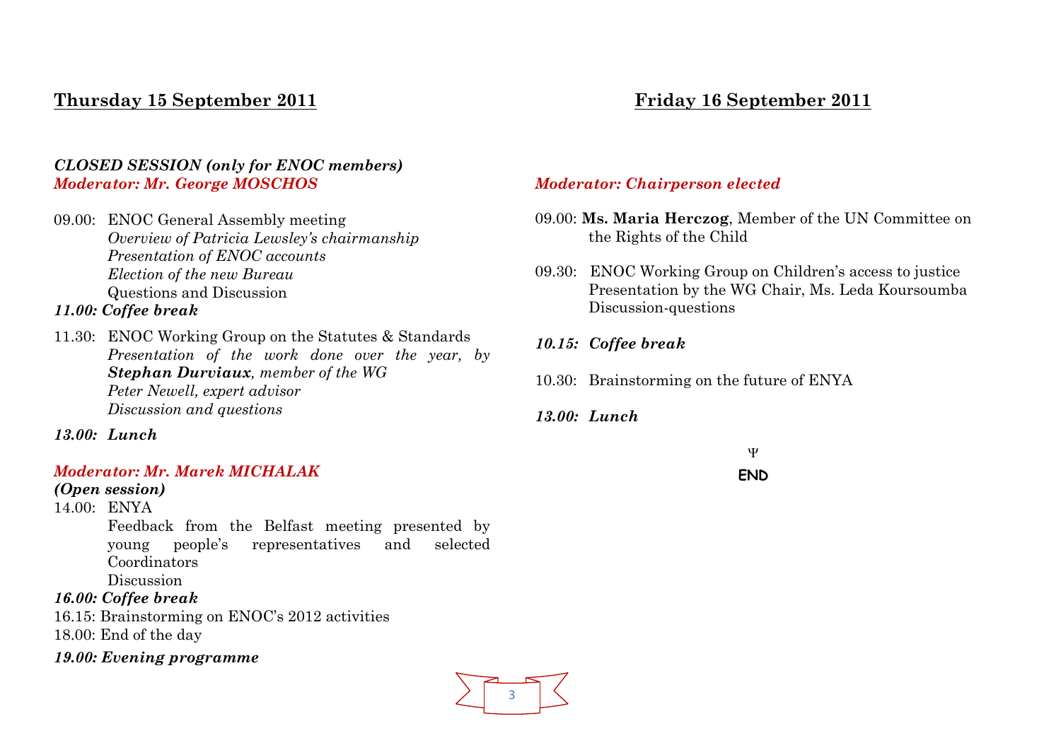## Thursday 15 September 2011

***CLOSED SESSION (only for ENOC members)***
***Moderator: Mr. George MOSCHOS***

09.00: ENOC General Assembly meeting
*Overview of Patricia Lewsley's chairmanship*
*Presentation of ENOC accounts*
*Election of the new Bureau*
Questions and Discussion

***11.00: Coffee break***

11.30: ENOC Working Group on the Statutes & Standards
*Presentation of the work done over the year, by **Stephan Durviaux**, member of the WG*
*Peter Newell, expert advisor*
*Discussion and questions*

***13.00: Lunch***

***Moderator: Mr. Marek MICHALAK***
***(Open session)***

14.00: ENYA
Feedback from the Belfast meeting presented by young people's representatives and selected Coordinators
Discussion

***16.00: Coffee break***

16.15: Brainstorming on ENOC's 2012 activities

18.00: End of the day

***19.00: Evening programme***

## Friday 16 September 2011

***Moderator: Chairperson elected***

09.00: **Ms. Maria Herczog**, Member of the UN Committee on the Rights of the Child

09.30: ENOC Working Group on Children's access to justice
Presentation by the WG Chair, Ms. Leda Koursoumba
Discussion-questions

***10.15: Coffee break***

10.30: Brainstorming on the future of ENYA

***13.00: Lunch***

Ψ

**END**